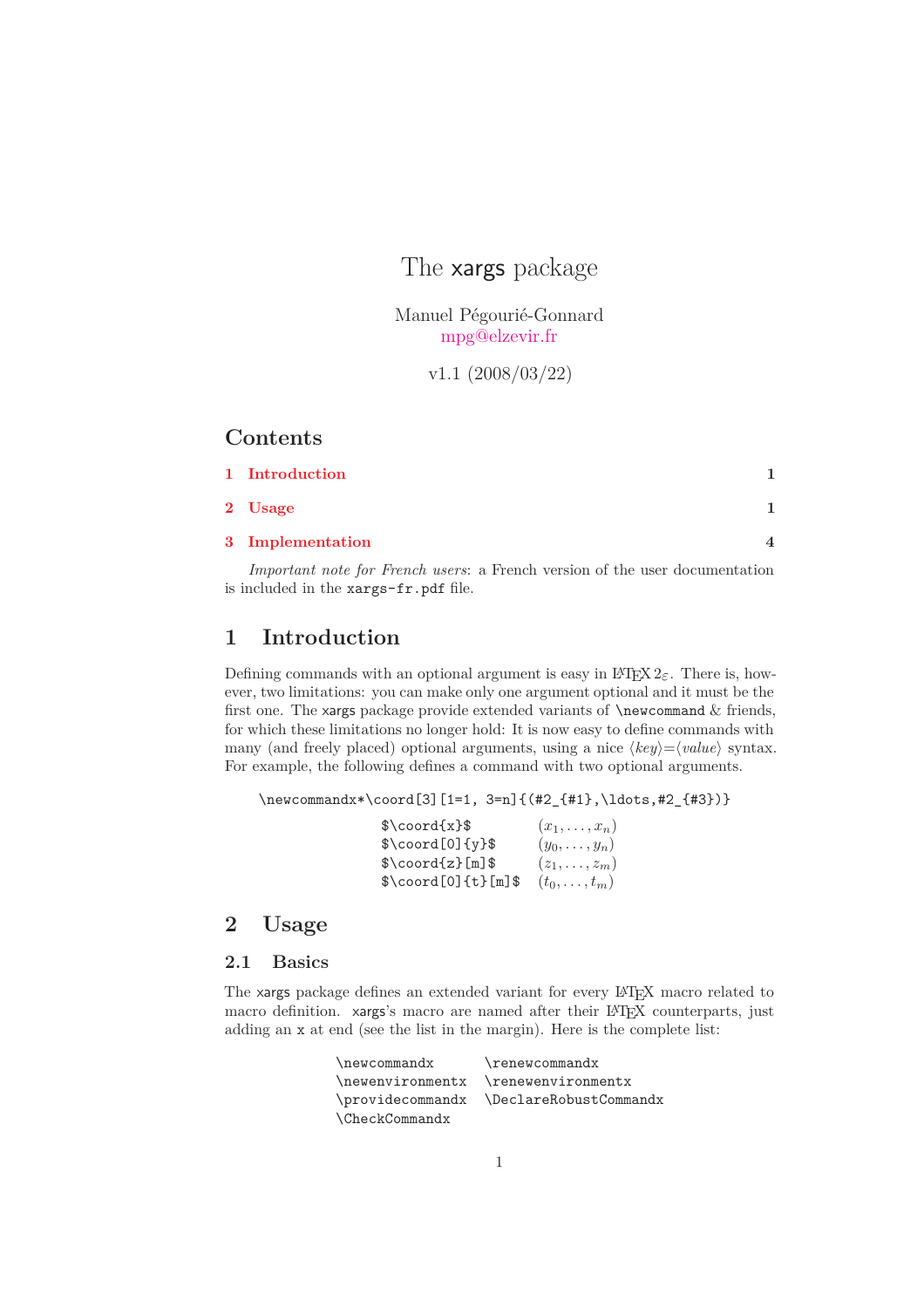# The xargs package

Manuel Pégourié-Gonnard
mpg@elzevir.fr

v1.1 (2008/03/22)

## Contents

1 Introduction 1

2 Usage 1

3 Implementation 4

*Important note for French users*: a French version of the user documentation is included in the `xargs-fr.pdf` file.

## 1 Introduction

Defining commands with an optional argument is easy in LaTeX 2ε. There is, however, two limitations: you can make only one argument optional and it must be the first one. The xargs package provide extended variants of `\newcommand` & friends, for which these limitations no longer hold: It is now easy to define commands with many (and freely placed) optional arguments, using a nice ⟨*key*⟩=⟨*value*⟩ syntax. For example, the following defines a command with two optional arguments.

```
\newcommandx*\coord[3][1=1, 3=n]{(#2_{#1},\ldots,#2_{#3})}
```

| | |
|---|---|
| `$\coord{x}$` | $(x_1,\ldots,x_n)$ |
| `$\coord[0]{y}$` | $(y_0,\ldots,y_n)$ |
| `$\coord{z}[m]$` | $(z_1,\ldots,z_m)$ |
| `$\coord[0]{t}[m]$` | $(t_0,\ldots,t_m)$ |

## 2 Usage

### 2.1 Basics

The xargs package defines an extended variant for every LaTeX macro related to macro definition. xargs's macro are named after their LaTeX counterparts, just adding an `x` at end (see the list in the margin). Here is the complete list:

```
\newcommandx        \renewcommandx
\newenvironmentx    \renewenvironmentx
\providecommandx    \DeclareRobustCommandx
\CheckCommandx
```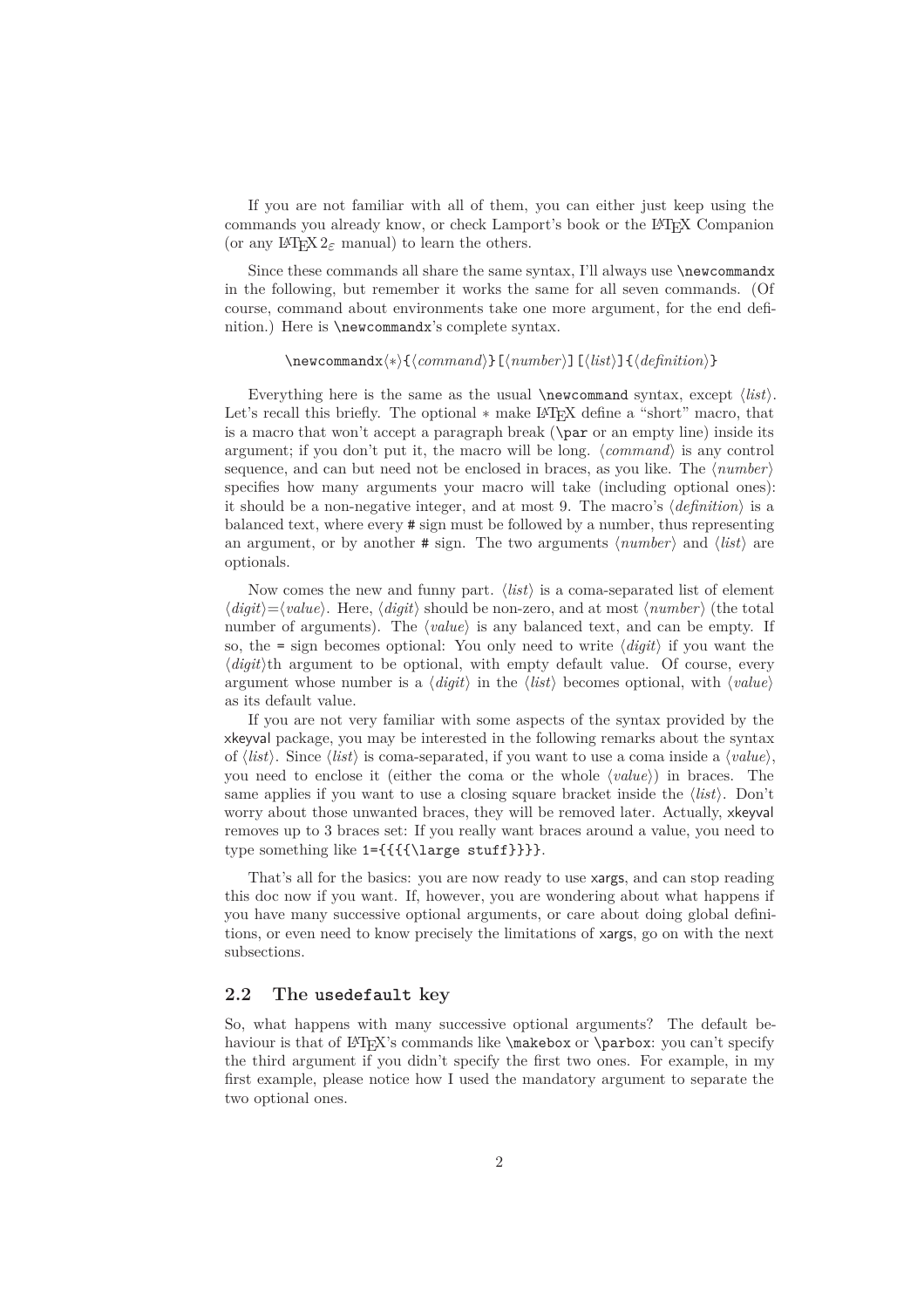If you are not familiar with all of them, you can either just keep using the commands you already know, or check Lamport's book or the LaTeX Companion (or any LaTeX 2ε manual) to learn the others.

Since these commands all share the same syntax, I'll always use `\newcommandx` in the following, but remember it works the same for all seven commands. (Of course, command about environments take one more argument, for the end definition.) Here is `\newcommandx`'s complete syntax.

`\newcommandx`⟨∗⟩`{`⟨*command*⟩`}[`⟨*number*⟩`][`⟨*list*⟩`]{`⟨*definition*⟩`}`

Everything here is the same as the usual `\newcommand` syntax, except ⟨*list*⟩. Let's recall this briefly. The optional ∗ make LaTeX define a "short" macro, that is a macro that won't accept a paragraph break (`\par` or an empty line) inside its argument; if you don't put it, the macro will be long. ⟨*command*⟩ is any control sequence, and can but need not be enclosed in braces, as you like. The ⟨*number*⟩ specifies how many arguments your macro will take (including optional ones): it should be a non-negative integer, and at most 9. The macro's ⟨*definition*⟩ is a balanced text, where every `#` sign must be followed by a number, thus representing an argument, or by another `#` sign. The two arguments ⟨*number*⟩ and ⟨*list*⟩ are optionals.

Now comes the new and funny part. ⟨*list*⟩ is a coma-separated list of element ⟨*digit*⟩=⟨*value*⟩. Here, ⟨*digit*⟩ should be non-zero, and at most ⟨*number*⟩ (the total number of arguments). The ⟨*value*⟩ is any balanced text, and can be empty. If so, the `=` sign becomes optional: You only need to write ⟨*digit*⟩ if you want the ⟨*digit*⟩th argument to be optional, with empty default value. Of course, every argument whose number is a ⟨*digit*⟩ in the ⟨*list*⟩ becomes optional, with ⟨*value*⟩ as its default value.

If you are not very familiar with some aspects of the syntax provided by the xkeyval package, you may be interested in the following remarks about the syntax of ⟨*list*⟩. Since ⟨*list*⟩ is coma-separated, if you want to use a coma inside a ⟨*value*⟩, you need to enclose it (either the coma or the whole ⟨*value*⟩) in braces. The same applies if you want to use a closing square bracket inside the ⟨*list*⟩. Don't worry about those unwanted braces, they will be removed later. Actually, xkeyval removes up to 3 braces set: If you really want braces around a value, you need to type something like `1={{{{\large stuff}}}}`.

That's all for the basics: you are now ready to use xargs, and can stop reading this doc now if you want. If, however, you are wondering about what happens if you have many successive optional arguments, or care about doing global definitions, or even need to know precisely the limitations of xargs, go on with the next subsections.

## 2.2 The `usedefault` key

So, what happens with many successive optional arguments? The default behaviour is that of LaTeX's commands like `\makebox` or `\parbox`: you can't specify the third argument if you didn't specify the first two ones. For example, in my first example, please notice how I used the mandatory argument to separate the two optional ones.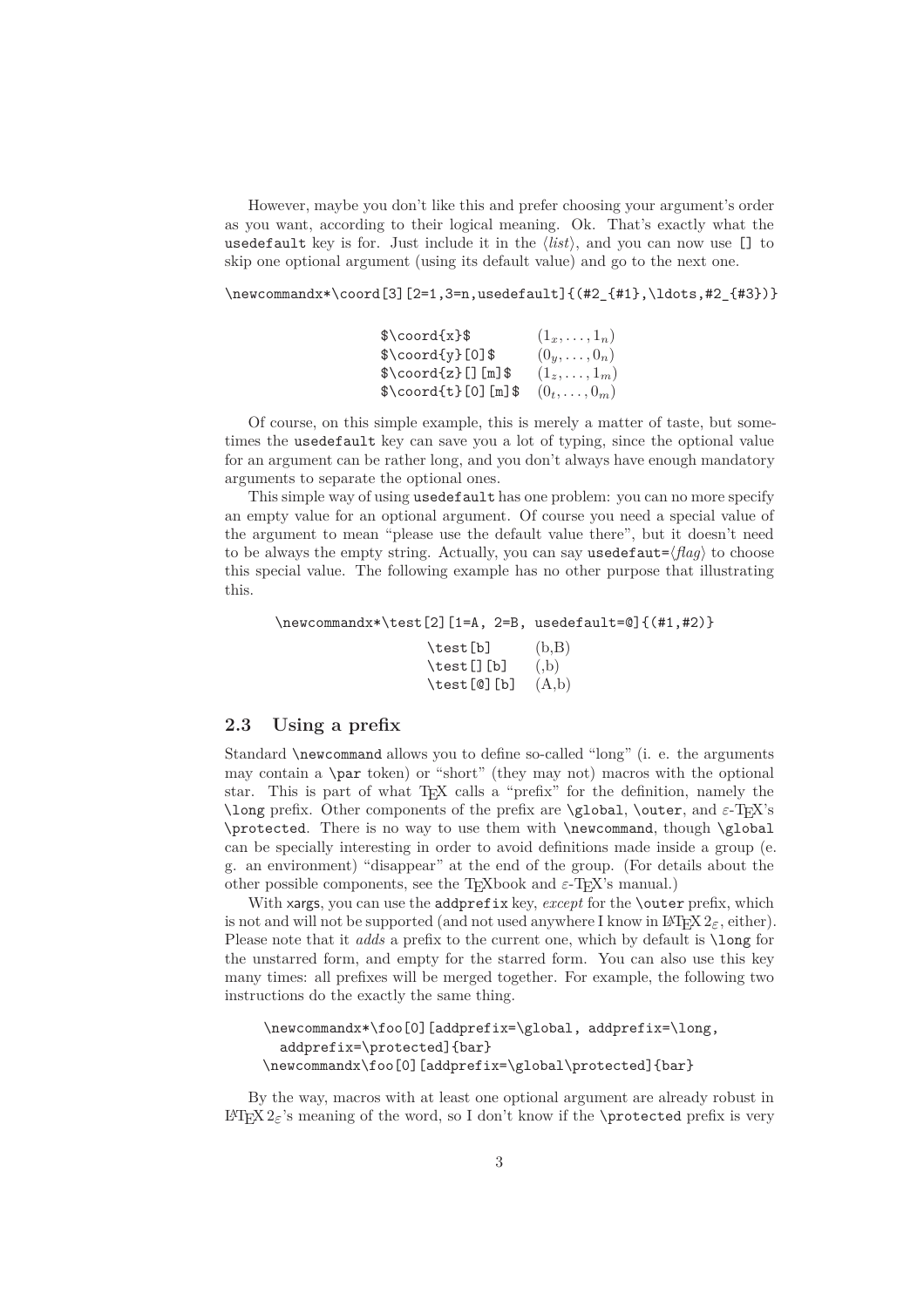However, maybe you don't like this and prefer choosing your argument's order as you want, according to their logical meaning. Ok. That's exactly what the `usedefault` key is for. Just include it in the ⟨*list*⟩, and you can now use `[]` to skip one optional argument (using its default value) and go to the next one.

```
\newcommandx*\coord[3][2=1,3=n,usedefault]{(#2_{#1},\ldots,#2_{#3})}
```

| | |
|---|---|
| `$\coord{x}$` | $(1_x, \ldots, 1_n)$ |
| `$\coord{y}[0]$` | $(0_y, \ldots, 0_n)$ |
| `$\coord{z}[][m]$` | $(1_z, \ldots, 1_m)$ |
| `$\coord{t}[0][m]$` | $(0_t, \ldots, 0_m)$ |

Of course, on this simple example, this is merely a matter of taste, but sometimes the `usedefault` key can save you a lot of typing, since the optional value for an argument can be rather long, and you don't always have enough mandatory arguments to separate the optional ones.

This simple way of using `usedefault` has one problem: you can no more specify an empty value for an optional argument. Of course you need a special value of the argument to mean "please use the default value there", but it doesn't need to be always the empty string. Actually, you can say `usedefaut=`⟨*flag*⟩ to choose this special value. The following example has no other purpose that illustrating this.

```
\newcommandx*\test[2][1=A, 2=B, usedefault=@]{(#1,#2)}
```

| | |
|---|---|
| `\test[b]` | (b,B) |
| `\test[][b]` | (,b) |
| `\test[@][b]` | (A,b) |

## 2.3 Using a prefix

Standard `\newcommand` allows you to define so-called "long" (i. e. the arguments may contain a `\par` token) or "short" (they may not) macros with the optional star. This is part of what TeX calls a "prefix" for the definition, namely the `\long` prefix. Other components of the prefix are `\global`, `\outer`, and ε-TeX's `\protected`. There is no way to use them with `\newcommand`, though `\global` can be specially interesting in order to avoid definitions made inside a group (e. g. an environment) "disappear" at the end of the group. (For details about the other possible components, see the TeXbook and ε-TeX's manual.)

With xargs, you can use the `addprefix` key, *except* for the `\outer` prefix, which is not and will not be supported (and not used anywhere I know in LaTeX 2ε, either). Please note that it *adds* a prefix to the current one, which by default is `\long` for the unstarred form, and empty for the starred form. You can also use this key many times: all prefixes will be merged together. For example, the following two instructions do the exactly the same thing.

```
\newcommandx*\foo[0][addprefix=\global, addprefix=\long,
  addprefix=\protected]{bar}
\newcommandx\foo[0][addprefix=\global\protected]{bar}
```

By the way, macros with at least one optional argument are already robust in LaTeX 2ε's meaning of the word, so I don't know if the `\protected` prefix is very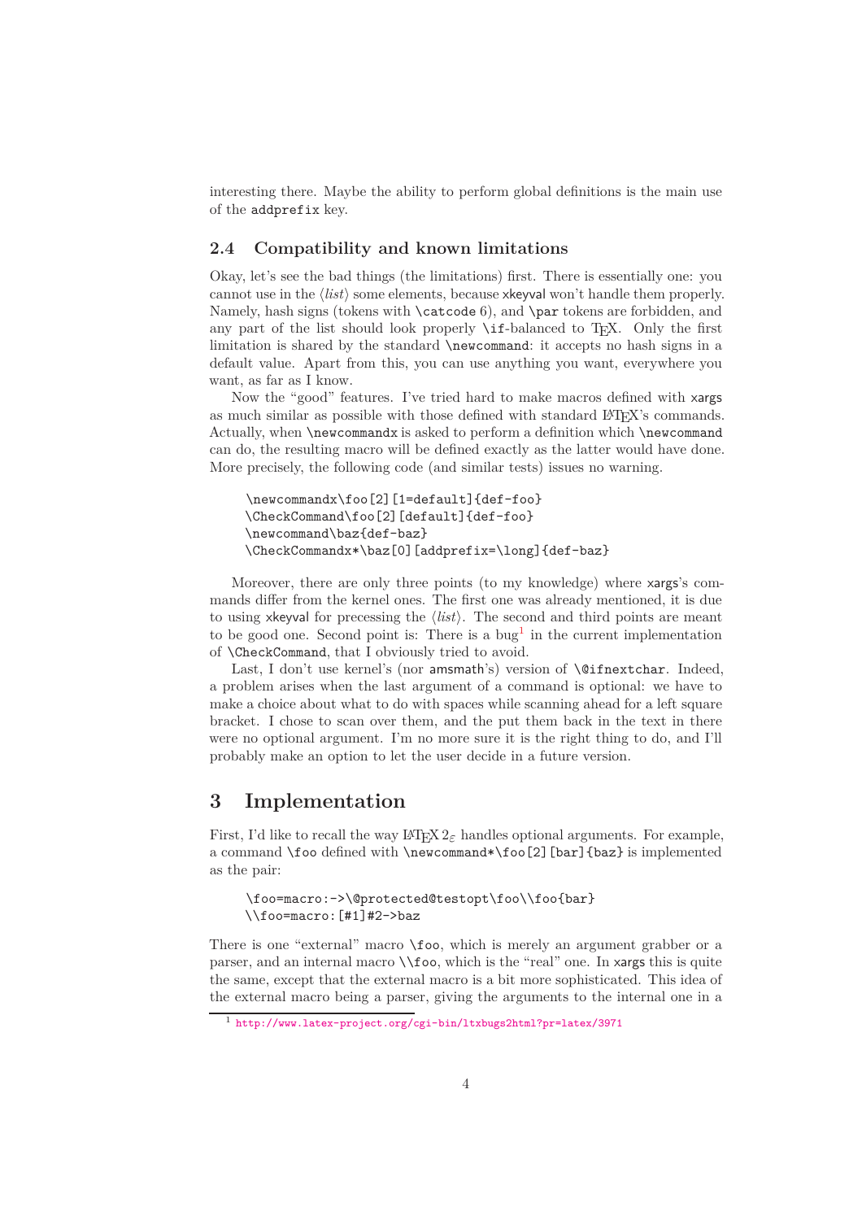interesting there. Maybe the ability to perform global definitions is the main use of the `addprefix` key.

### 2.4 Compatibility and known limitations

Okay, let's see the bad things (the limitations) first. There is essentially one: you cannot use in the ⟨*list*⟩ some elements, because xkeyval won't handle them properly. Namely, hash signs (tokens with `\catcode` 6), and `\par` tokens are forbidden, and any part of the list should look properly `\if`-balanced to TeX. Only the first limitation is shared by the standard `\newcommand`: it accepts no hash signs in a default value. Apart from this, you can use anything you want, everywhere you want, as far as I know.

Now the "good" features. I've tried hard to make macros defined with xargs as much similar as possible with those defined with standard LaTeX's commands. Actually, when `\newcommandx` is asked to perform a definition which `\newcommand` can do, the resulting macro will be defined exactly as the latter would have done. More precisely, the following code (and similar tests) issues no warning.

```
\newcommandx\foo[2][1=default]{def-foo}
\CheckCommand\foo[2][default]{def-foo}
\newcommand\baz{def-baz}
\CheckCommandx*\baz[0][addprefix=\long]{def-baz}
```

Moreover, there are only three points (to my knowledge) where xargs's commands differ from the kernel ones. The first one was already mentioned, it is due to using xkeyval for precessing the ⟨*list*⟩. The second and third points are meant to be good one. Second point is: There is a bug[1] in the current implementation of `\CheckCommand`, that I obviously tried to avoid.

Last, I don't use kernel's (nor amsmath's) version of `\@ifnextchar`. Indeed, a problem arises when the last argument of a command is optional: we have to make a choice about what to do with spaces while scanning ahead for a left square bracket. I chose to scan over them, and the put them back in the text in there were no optional argument. I'm no more sure it is the right thing to do, and I'll probably make an option to let the user decide in a future version.

## 3 Implementation

First, I'd like to recall the way $\LaTeX\,2_\varepsilon$ handles optional arguments. For example, a command `\foo` defined with `\newcommand*\foo[2][bar]{baz}` is implemented as the pair:

```
\foo=macro:->\@protected@testopt\foo\\foo{bar}
\\foo=macro:[#1]#2->baz
```

There is one "external" macro `\foo`, which is merely an argument grabber or a parser, and an internal macro `\\foo`, which is the "real" one. In xargs this is quite the same, except that the external macro is a bit more sophisticated. This idea of the external macro being a parser, giving the arguments to the internal one in a

[1] http://www.latex-project.org/cgi-bin/ltxbugs2html?pr=latex/3971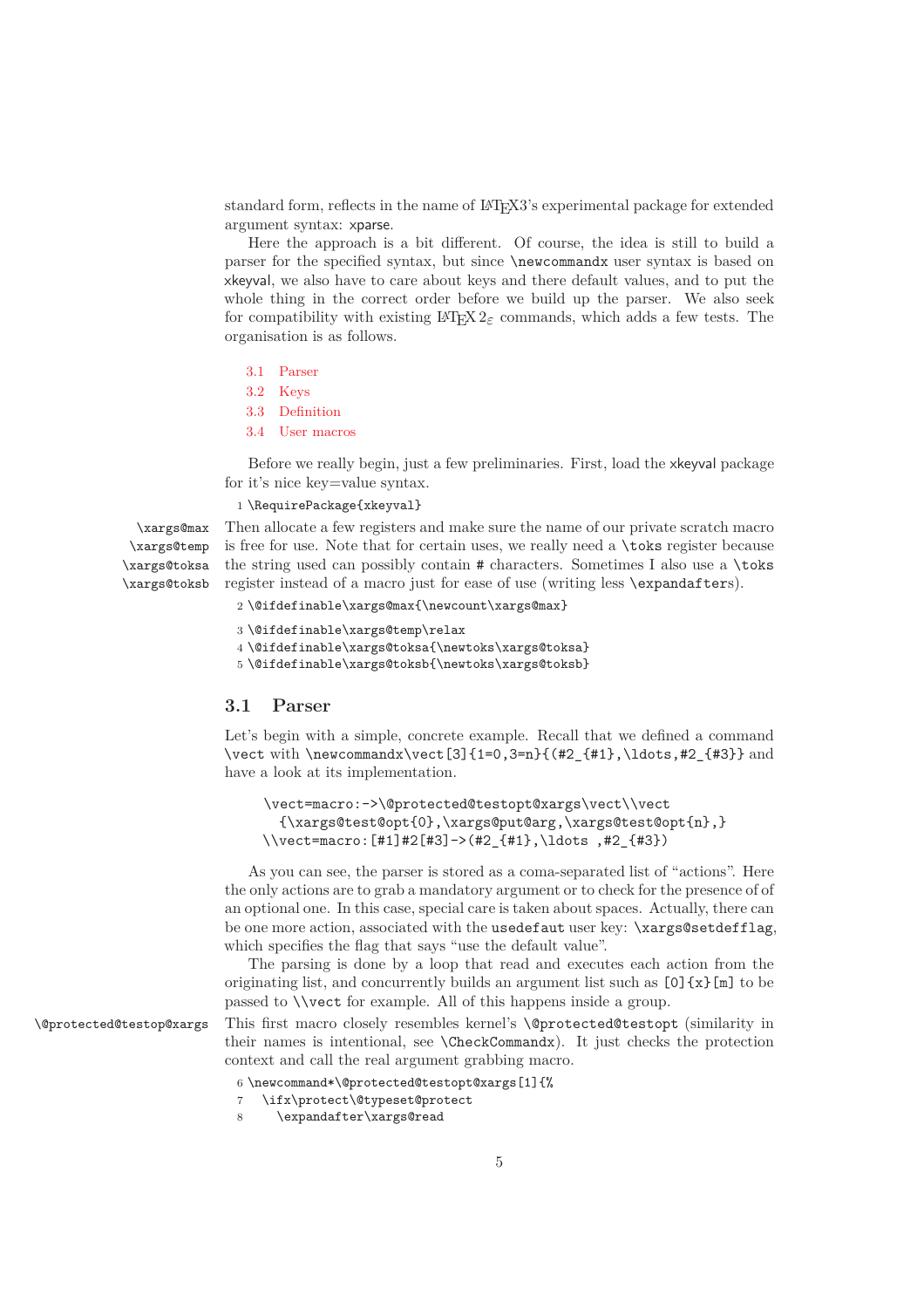standard form, reflects in the name of LaTeX3's experimental package for extended argument syntax: xparse.

Here the approach is a bit different. Of course, the idea is still to build a parser for the specified syntax, but since `\newcommandx` user syntax is based on xkeyval, we also have to care about keys and there default values, and to put the whole thing in the correct order before we build up the parser. We also seek for compatibility with existing LaTeX 2ε commands, which adds a few tests. The organisation is as follows.

- 3.1 Parser
- 3.2 Keys
- 3.3 Definition
- 3.4 User macros

Before we really begin, just a few preliminaries. First, load the xkeyval package for it's nice key=value syntax.

```
1 \RequirePackage{xkeyval}
```

`\xargs@max` `\xargs@temp` `\xargs@toksa` `\xargs@toksb`

Then allocate a few registers and make sure the name of our private scratch macro is free for use. Note that for certain uses, we really need a `\toks` register because the string used can possibly contain # characters. Sometimes I also use a `\toks` register instead of a macro just for ease of use (writing less `\expandafter`s).

```
2 \@ifdefinable\xargs@max{\newcount\xargs@max}
3 \@ifdefinable\xargs@temp\relax
4 \@ifdefinable\xargs@toksa{\newtoks\xargs@toksa}
5 \@ifdefinable\xargs@toksb{\newtoks\xargs@toksb}
```

## 3.1 Parser

Let's begin with a simple, concrete example. Recall that we defined a command `\vect` with `\newcommandx\vect[3]{1=0,3=n}{(#2_{#1},\ldots,#2_{#3}}` and have a look at its implementation.

```
\vect=macro:->\@protected@testopt@xargs\vect\\vect
  {\xargs@test@opt{0},\xargs@put@arg,\xargs@test@opt{n},}
\\vect=macro:[#1]#2[#3]->(#2_{#1},\ldots ,#2_{#3})
```

As you can see, the parser is stored as a coma-separated list of "actions". Here the only actions are to grab a mandatory argument or to check for the presence of of an optional one. In this case, special care is taken about spaces. Actually, there can be one more action, associated with the `usedefaut` user key: `\xargs@setdefflag`, which specifies the flag that says "use the default value".

The parsing is done by a loop that read and executes each action from the originating list, and concurrently builds an argument list such as `[0]{x}[m]` to be passed to `\\vect` for example. All of this happens inside a group.

`\@protected@testop@xargs`

This first macro closely resembles kernel's `\@protected@testopt` (similarity in their names is intentional, see `\CheckCommandx`). It just checks the protection context and call the real argument grabbing macro.

```
6 \newcommand*\@protected@testopt@xargs[1]{%
7   \ifx\protect\@typeset@protect
8     \expandafter\xargs@read
```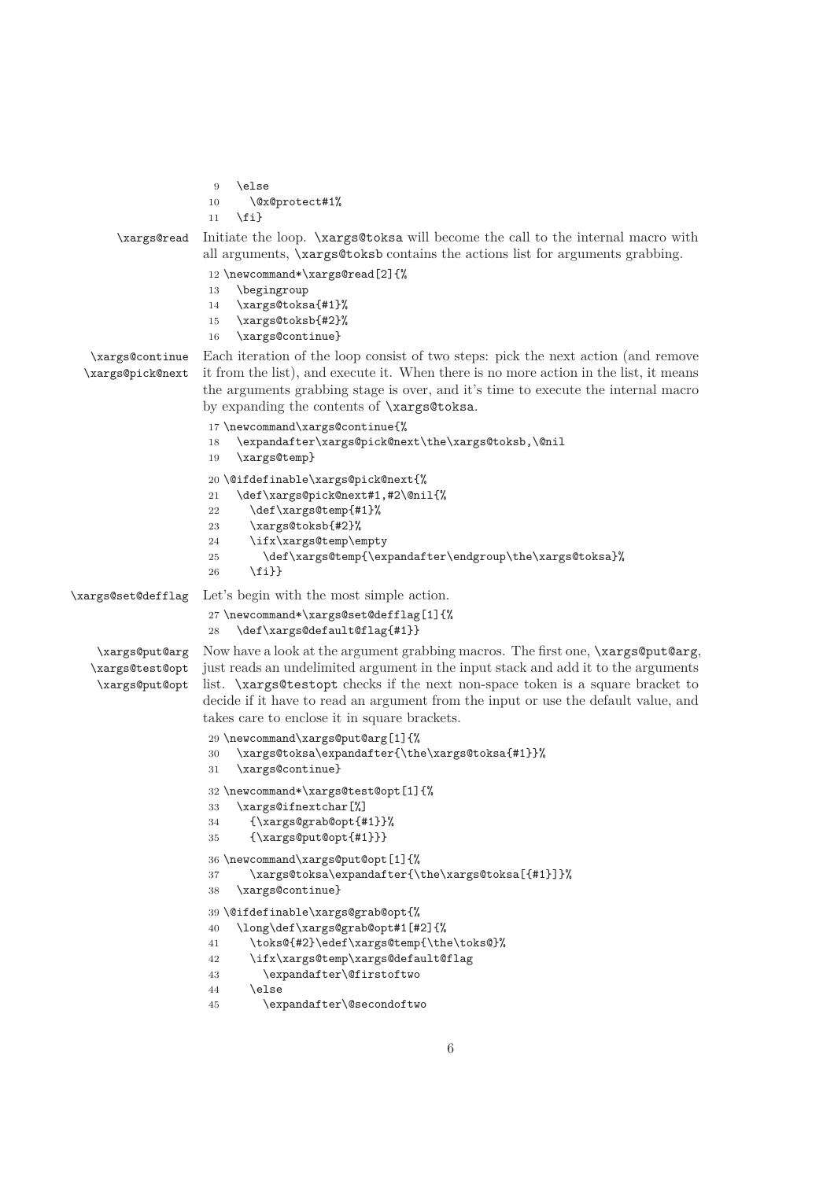```
9   \else
10    \@x@protect#1%
11  \fi}
```

**\xargs@read** Initiate the loop. `\xargs@toksa` will become the call to the internal macro with all arguments, `\xargs@toksb` contains the actions list for arguments grabbing.

```
12 \newcommand*\xargs@read[2]{%
13   \begingroup
14   \xargs@toksa{#1}%
15   \xargs@toksb{#2}%
16   \xargs@continue}
```

**\xargs@continue \xargs@pick@next** Each iteration of the loop consist of two steps: pick the next action (and remove it from the list), and execute it. When there is no more action in the list, it means the arguments grabbing stage is over, and it's time to execute the internal macro by expanding the contents of `\xargs@toksa`.

```
17 \newcommand\xargs@continue{%
18   \expandafter\xargs@pick@next\the\xargs@toksb,\@nil
19   \xargs@temp}
20 \@ifdefinable\xargs@pick@next{%
21   \def\xargs@pick@next#1,#2\@nil{%
22     \def\xargs@temp{#1}%
23     \xargs@toksb{#2}%
24     \ifx\xargs@temp\empty
25       \def\xargs@temp{\expandafter\endgroup\the\xargs@toksa}%
26     \fi}}
```

**\xargs@set@defflag** Let's begin with the most simple action.

```
27 \newcommand*\xargs@set@defflag[1]{%
28   \def\xargs@default@flag{#1}}
```

**\xargs@put@arg \xargs@test@opt \xargs@put@opt** Now have a look at the argument grabbing macros. The first one, `\xargs@put@arg`, just reads an undelimited argument in the input stack and add it to the arguments list. `\xargs@testopt` checks if the next non-space token is a square bracket to decide if it have to read an argument from the input or use the default value, and takes care to enclose it in square brackets.

```
29 \newcommand\xargs@put@arg[1]{%
30   \xargs@toksa\expandafter{\the\xargs@toksa{#1}}%
31   \xargs@continue}
32 \newcommand*\xargs@test@opt[1]{%
33   \xargs@ifnextchar[%]
34     {\xargs@grab@opt{#1}}%
35     {\xargs@put@opt{#1}}}
36 \newcommand\xargs@put@opt[1]{%
37     \xargs@toksa\expandafter{\the\xargs@toksa[{#1}]}%
38   \xargs@continue}
39 \@ifdefinable\xargs@grab@opt{%
40   \long\def\xargs@grab@opt#1[#2]{%
41     \toks@{#2}\edef\xargs@temp{\the\toks@}%
42     \ifx\xargs@temp\xargs@default@flag
43       \expandafter\@firstoftwo
44     \else
45       \expandafter\@secondoftwo
```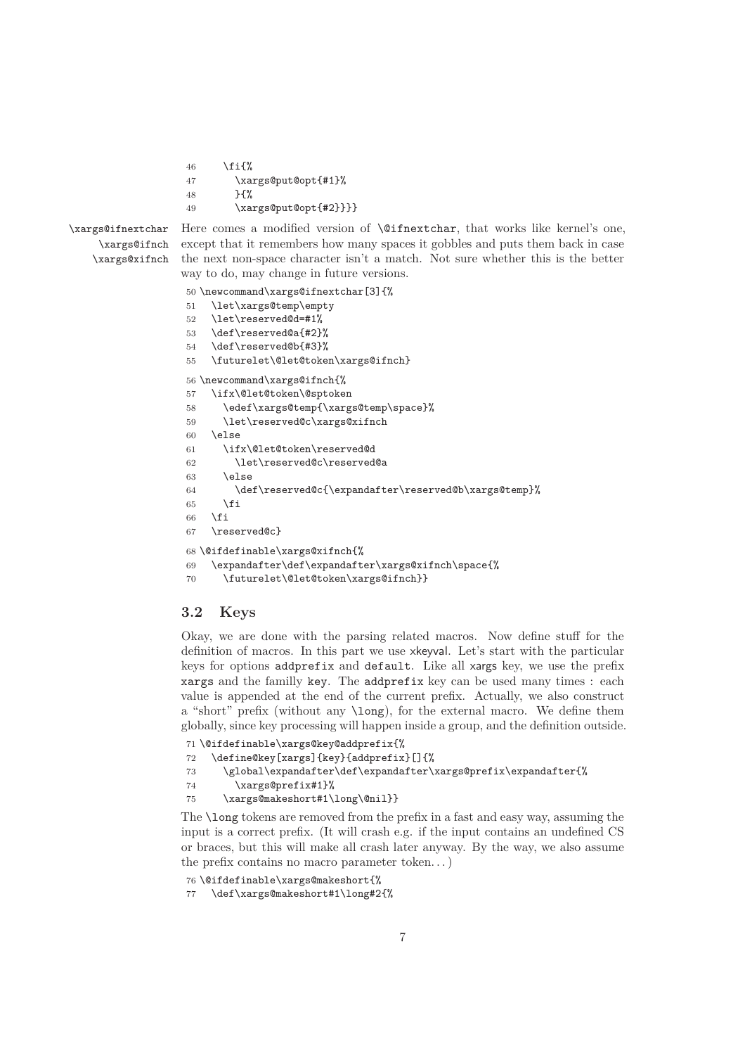```
46     \fi{%
47       \xargs@put@opt{#1}%
48       }{%
49       \xargs@put@opt{#2}}}}
```

\xargs@ifnextchar
\xargs@ifnch
\xargs@xifnch

Here comes a modified version of `\@ifnextchar`, that works like kernel's one, except that it remembers how many spaces it gobbles and puts them back in case the next non-space character isn't a match. Not sure whether this is the better way to do, may change in future versions.

```
50 \newcommand\xargs@ifnextchar[3]{%
51   \let\xargs@temp\empty
52   \let\reserved@d=#1%
53   \def\reserved@a{#2}%
54   \def\reserved@b{#3}%
55   \futurelet\@let@token\xargs@ifnch}
56 \newcommand\xargs@ifnch{%
57   \ifx\@let@token\@sptoken
58     \edef\xargs@temp{\xargs@temp\space}%
59     \let\reserved@c\xargs@xifnch
60   \else
61     \ifx\@let@token\reserved@d
62       \let\reserved@c\reserved@a
63     \else
64       \def\reserved@c{\expandafter\reserved@b\xargs@temp}%
65     \fi
66   \fi
67   \reserved@c}
68 \@ifdefinable\xargs@xifnch{%
69   \expandafter\def\expandafter\xargs@xifnch\space{%
70     \futurelet\@let@token\xargs@ifnch}}
```

## 3.2 Keys

Okay, we are done with the parsing related macros. Now define stuff for the definition of macros. In this part we use xkeyval. Let's start with the particular keys for options `addprefix` and `default`. Like all xargs key, we use the prefix `xargs` and the familly `key`. The `addprefix` key can be used many times : each value is appended at the end of the current prefix. Actually, we also construct a "short" prefix (without any `\long`), for the external macro. We define them globally, since key processing will happen inside a group, and the definition outside.

```
71 \@ifdefinable\xargs@key@addprefix{%
72   \define@key[xargs]{key}{addprefix}[]{%
73     \global\expandafter\def\expandafter\xargs@prefix\expandafter{%
74       \xargs@prefix#1}%
75     \xargs@makeshort#1\long\@nil}}
```

The `\long` tokens are removed from the prefix in a fast and easy way, assuming the input is a correct prefix. (It will crash e.g. if the input contains an undefined CS or braces, but this will make all crash later anyway. By the way, we also assume the prefix contains no macro parameter token. . . )

```
76 \@ifdefinable\xargs@makeshort{%
77   \def\xargs@makeshort#1\long#2{%
```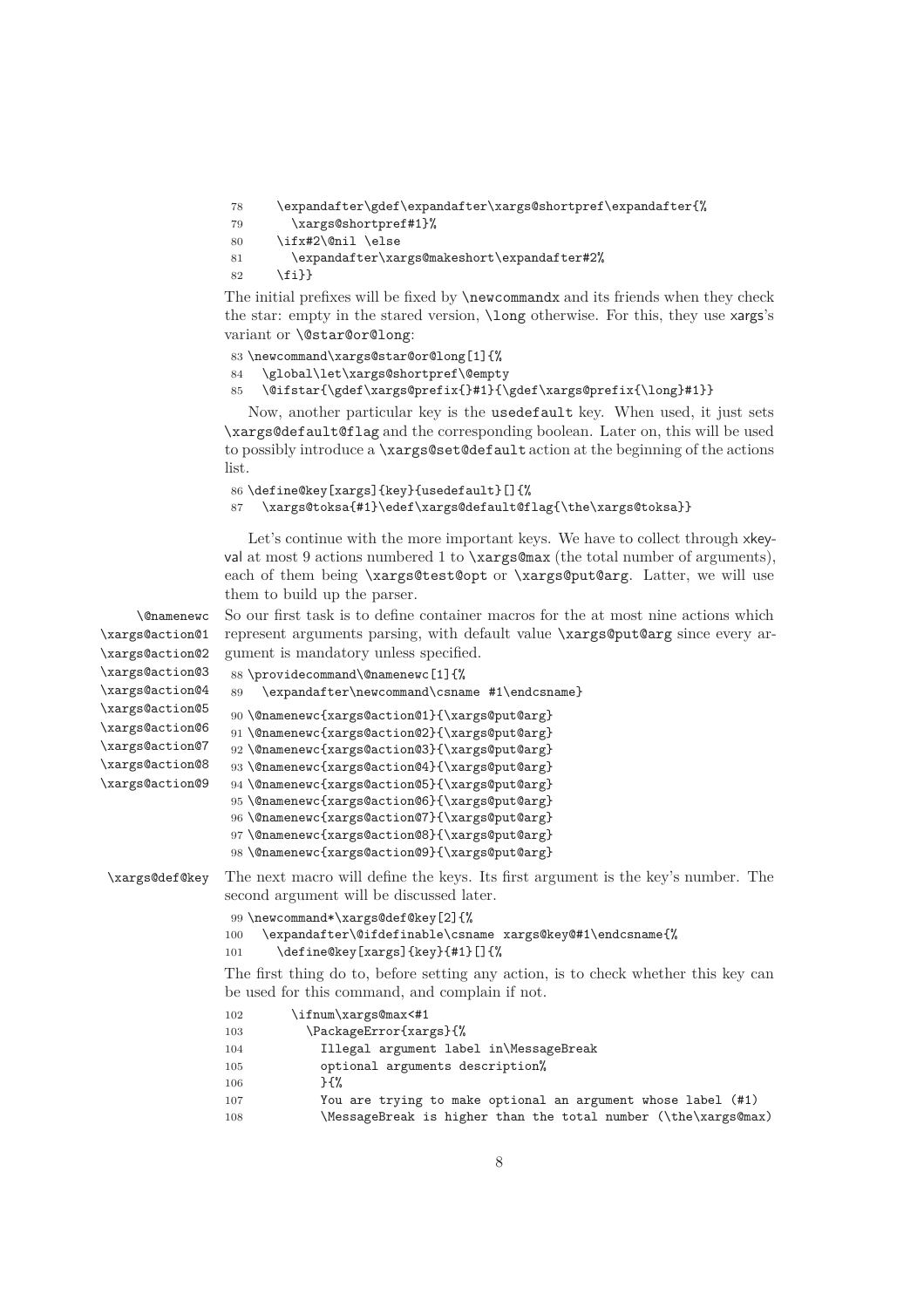```
78     \expandafter\gdef\expandafter\xargs@shortpref\expandafter{%
79       \xargs@shortpref#1}%
80     \ifx#2\@nil \else
81       \expandafter\xargs@makeshort\expandafter#2%
82     \fi}}
```

The initial prefixes will be fixed by `\newcommandx` and its friends when they check the star: empty in the stared version, `\long` otherwise. For this, they use xargs's variant or `\@star@or@long`:

```
83 \newcommand\xargs@star@or@long[1]{%
84   \global\let\xargs@shortpref\@empty
85   \@ifstar{\gdef\xargs@prefix{}#1}{\gdef\xargs@prefix{\long}#1}}
```

Now, another particular key is the `usedefault` key. When used, it just sets `\xargs@default@flag` and the corresponding boolean. Later on, this will be used to possibly introduce a `\xargs@set@default` action at the beginning of the actions list.

```
86 \define@key[xargs]{key}{usedefault}[]{%
87   \xargs@toksa{#1}\edef\xargs@default@flag{\the\xargs@toksa}}
```

Let's continue with the more important keys. We have to collect through xkeyval at most 9 actions numbered 1 to `\xargs@max` (the total number of arguments), each of them being `\xargs@test@opt` or `\xargs@put@arg`. Latter, we will use them to build up the parser.

`\@namenewc` `\xargs@action@1` `\xargs@action@2` `\xargs@action@3` `\xargs@action@4` `\xargs@action@5` `\xargs@action@6` `\xargs@action@7` `\xargs@action@8` `\xargs@action@9`

So our first task is to define container macros for the at most nine actions which represent arguments parsing, with default value `\xargs@put@arg` since every argument is mandatory unless specified.

```
88 \providecommand\@namenewc[1]{%
89   \expandafter\newcommand\csname #1\endcsname}
90 \@namenewc{xargs@action@1}{\xargs@put@arg}
91 \@namenewc{xargs@action@2}{\xargs@put@arg}
92 \@namenewc{xargs@action@3}{\xargs@put@arg}
93 \@namenewc{xargs@action@4}{\xargs@put@arg}
94 \@namenewc{xargs@action@5}{\xargs@put@arg}
95 \@namenewc{xargs@action@6}{\xargs@put@arg}
96 \@namenewc{xargs@action@7}{\xargs@put@arg}
97 \@namenewc{xargs@action@8}{\xargs@put@arg}
98 \@namenewc{xargs@action@9}{\xargs@put@arg}
```

`\xargs@def@key` The next macro will define the keys. Its first argument is the key's number. The second argument will be discussed later.

```
99 \newcommand*\xargs@def@key[2]{%
100   \expandafter\@ifdefinable\csname xargs@key@#1\endcsname{%
101     \define@key[xargs]{key}{#1}[]{%
```

The first thing do to, before setting any action, is to check whether this key can be used for this command, and complain if not.

```
102       \ifnum\xargs@max<#1
103         \PackageError{xargs}{%
104           Illegal argument label in\MessageBreak
105           optional arguments description%
106           }{%
107           You are trying to make optional an argument whose label (#1)
108           \MessageBreak is higher than the total number (\the\xargs@max)
```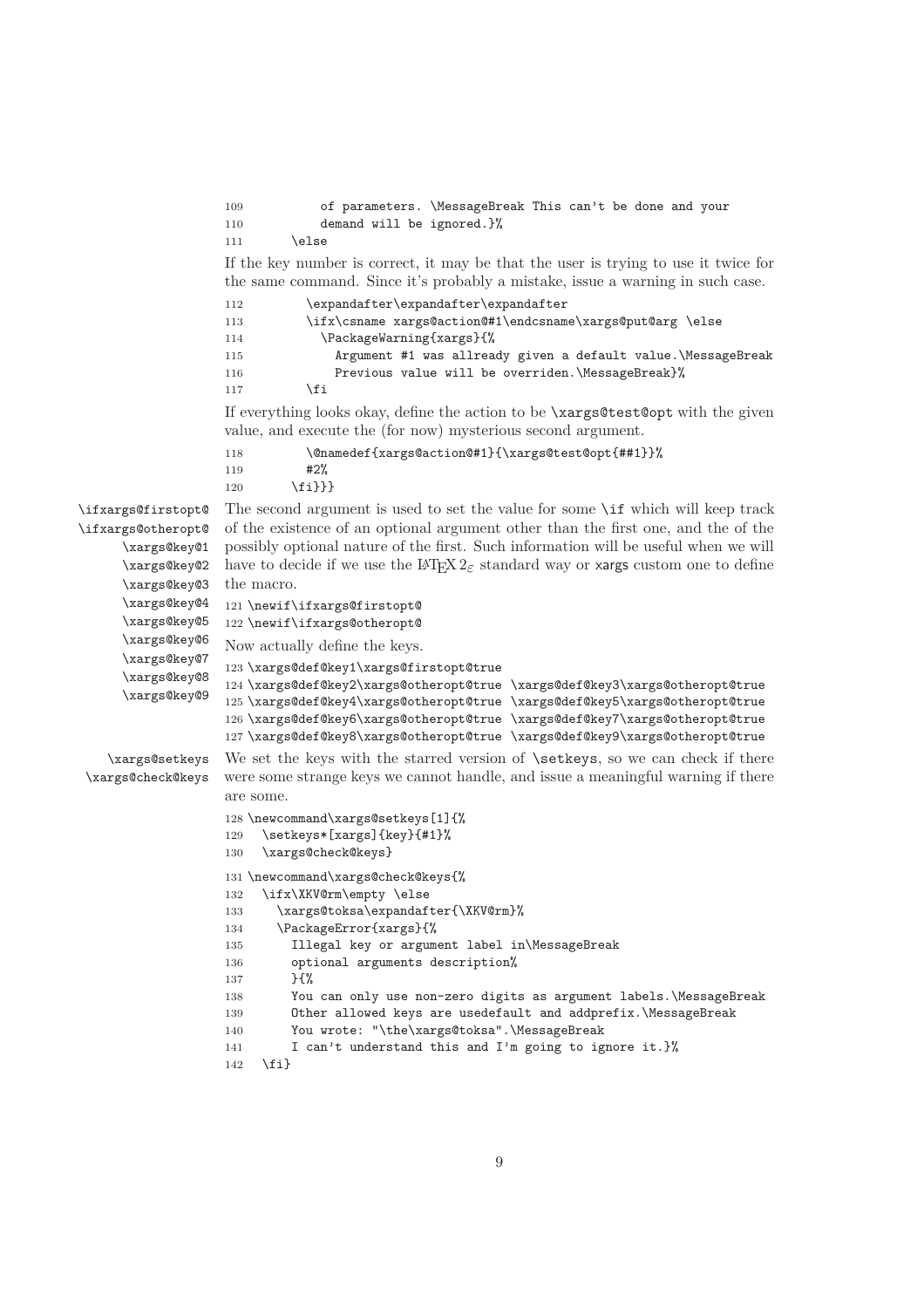```
109          of parameters. \MessageBreak This can't be done and your
110          demand will be ignored.}%
111       \else
```

If the key number is correct, it may be that the user is trying to use it twice for the same command. Since it's probably a mistake, issue a warning in such case.

```
112         \expandafter\expandafter\expandafter
113         \ifx\csname xargs@action@#1\endcsname\xargs@put@arg \else
114           \PackageWarning{xargs}{%
115             Argument #1 was allready given a default value.\MessageBreak
116             Previous value will be overriden.\MessageBreak}%
117         \fi
```

If everything looks okay, define the action to be `\xargs@test@opt` with the given value, and execute the (for now) mysterious second argument.

```
118         \@namedef{xargs@action@#1}{\xargs@test@opt{##1}}%
119         #2%
120       \fi}}}
```

`\ifxargs@firstopt@` `\ifxargs@otheropt@` `\xargs@key@1` `\xargs@key@2` `\xargs@key@3` `\xargs@key@4` `\xargs@key@5` `\xargs@key@6` `\xargs@key@7` `\xargs@key@8` `\xargs@key@9`

The second argument is used to set the value for some `\if` which will keep track of the existence of an optional argument other than the first one, and the of the possibly optional nature of the first. Such information will be useful when we will have to decide if we use the $\LaTeX 2_\varepsilon$ standard way or xargs custom one to define the macro.

```
121 \newif\ifxargs@firstopt@
122 \newif\ifxargs@otheropt@
```

Now actually define the keys.

```
123 \xargs@def@key1\xargs@firstopt@true
124 \xargs@def@key2\xargs@otheropt@true \xargs@def@key3\xargs@otheropt@true
125 \xargs@def@key4\xargs@otheropt@true \xargs@def@key5\xargs@otheropt@true
126 \xargs@def@key6\xargs@otheropt@true \xargs@def@key7\xargs@otheropt@true
127 \xargs@def@key8\xargs@otheropt@true \xargs@def@key9\xargs@otheropt@true
```

`\xargs@setkeys` `\xargs@check@keys`

We set the keys with the starred version of `\setkeys`, so we can check if there were some strange keys we cannot handle, and issue a meaningful warning if there are some.

```
128 \newcommand\xargs@setkeys[1]{%
129   \setkeys*[xargs]{key}{#1}%
130   \xargs@check@keys}
131 \newcommand\xargs@check@keys{%
132   \ifx\XKV@rm\empty \else
133     \xargs@toksa\expandafter{\XKV@rm}%
134     \PackageError{xargs}{%
135       Illegal key or argument label in\MessageBreak
136       optional arguments description%
137       }{%
138       You can only use non-zero digits as argument labels.\MessageBreak
139       Other allowed keys are usedefault and addprefix.\MessageBreak
140       You wrote: "\the\xargs@toksa".\MessageBreak
141       I can't understand this and I'm going to ignore it.}%
142   \fi}
```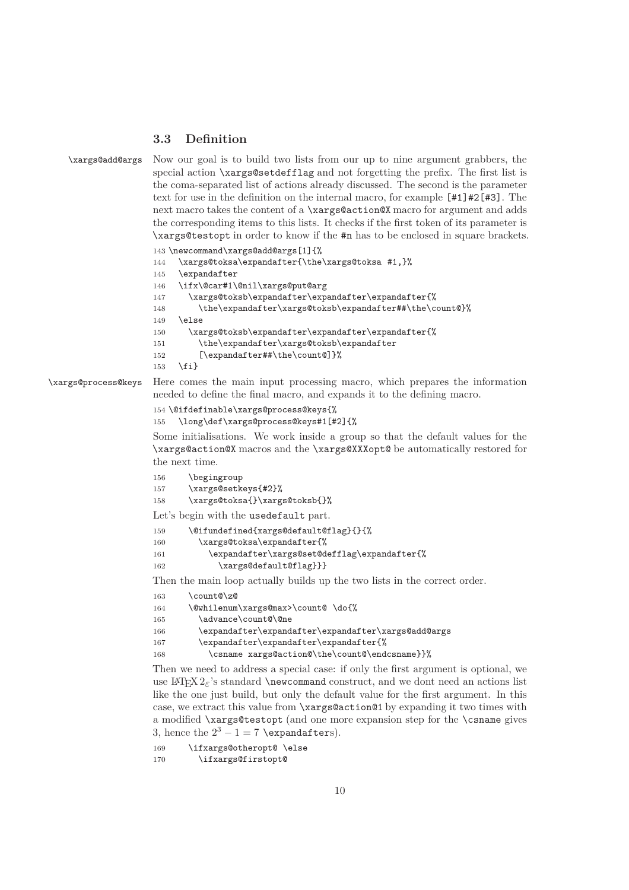## 3.3 Definition

`\xargs@add@args` Now our goal is to build two lists from our up to nine argument grabbers, the special action `\xargs@setdefflag` and not forgetting the prefix. The first list is the coma-separated list of actions already discussed. The second is the parameter text for use in the definition on the internal macro, for example `[#1]#2[#3]`. The next macro takes the content of a `\xargs@action@X` macro for argument and adds the corresponding items to this lists. It checks if the first token of its parameter is `\xargs@testopt` in order to know if the `#n` has to be enclosed in square brackets.

```
143 \newcommand\xargs@add@args[1]{%
144   \xargs@toksa\expandafter{\the\xargs@toksa #1,}%
145   \expandafter
146   \ifx\@car#1\@nil\xargs@put@arg
147     \xargs@toksb\expandafter\expandafter\expandafter{%
148       \the\expandafter\xargs@toksb\expandafter##\the\count@}%
149   \else
150     \xargs@toksb\expandafter\expandafter\expandafter{%
151       \the\expandafter\xargs@toksb\expandafter
152       [\expandafter##\the\count@]}%
153   \fi}
```

`\xargs@process@keys` Here comes the main input processing macro, which prepares the information needed to define the final macro, and expands it to the defining macro.

```
154 \@ifdefinable\xargs@process@keys{%
155   \long\def\xargs@process@keys#1[#2]{%
```

Some initialisations. We work inside a group so that the default values for the `\xargs@action@X` macros and the `\xargs@XXXopt@` be automatically restored for the next time.

```
156     \begingroup
157     \xargs@setkeys{#2}%
158     \xargs@toksa{}\xargs@toksb{}%
```

Let's begin with the `usedefault` part.

```
159     \@ifundefined{xargs@default@flag}{}{%
160       \xargs@toksa\expandafter{%
161         \expandafter\xargs@set@defflag\expandafter{%
162           \xargs@default@flag}}}
```

Then the main loop actually builds up the two lists in the correct order.

```
163     \count@\z@
164     \@whilenum\xargs@max>\count@ \do{%
165       \advance\count@\@ne
166       \expandafter\expandafter\expandafter\xargs@add@args
167       \expandafter\expandafter\expandafter{%
168         \csname xargs@action@\the\count@\endcsname}}%
```

Then we need to address a special case: if only the first argument is optional, we use LaTeX $2_\varepsilon$'s standard `\newcommand` construct, and we dont need an actions list like the one just build, but only the default value for the first argument. In this case, we extract this value from `\xargs@action@1` by expanding it two times with a modified `\xargs@testopt` (and one more expansion step for the `\csname` gives 3, hence the $2^3 - 1 = 7$ `\expandafter`s).

```
169     \ifxargs@otheropt@ \else
170       \ifxargs@firstopt@
```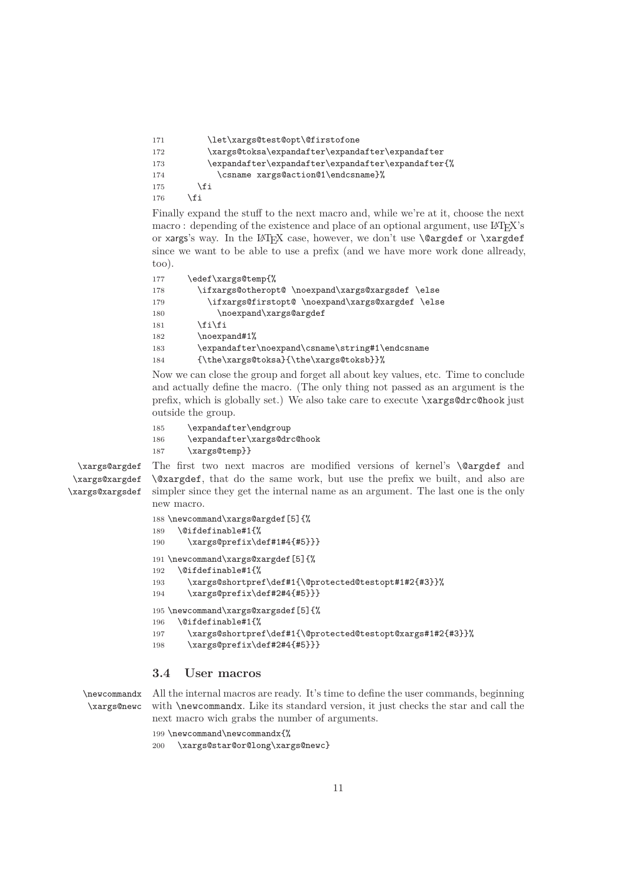```
171        \let\xargs@test@opt\@firstofone
172        \xargs@toksa\expandafter\expandafter\expandafter
173        \expandafter\expandafter\expandafter\expandafter{%
174          \csname xargs@action@1\endcsname}%
175      \fi
176    \fi
```

Finally expand the stuff to the next macro and, while we're at it, choose the next macro : depending of the existence and place of an optional argument, use LaTeX's or xargs's way. In the LaTeX case, however, we don't use `\@argdef` or `\xargdef` since we want to be able to use a prefix (and we have more work done allready, too).

```
177    \edef\xargs@temp{%
178      \ifxargs@otheropt@ \noexpand\xargs@xargsdef \else
179        \ifxargs@firstopt@ \noexpand\xargs@xargdef \else
180          \noexpand\xargs@argdef
181      \fi\fi
182      \noexpand#1%
183      \expandafter\noexpand\csname\string#1\endcsname
184      {\the\xargs@toksa}{\the\xargs@toksb}}%
```

Now we can close the group and forget all about key values, etc. Time to conclude and actually define the macro. (The only thing not passed as an argument is the prefix, which is globally set.) We also take care to execute `\xargs@drc@hook` just outside the group.

```
185    \expandafter\endgroup
186    \expandafter\xargs@drc@hook
187    \xargs@temp}}
```

`\xargs@argdef` `\xargs@xargdef` `\xargs@xargsdef`

The first two next macros are modified versions of kernel's `\@argdef` and `\@xargdef`, that do the same work, but use the prefix we built, and also are simpler since they get the internal name as an argument. The last one is the only new macro.

```
188 \newcommand\xargs@argdef[5]{%
189   \@ifdefinable#1{%
190     \xargs@prefix\def#1#4{#5}}}
191 \newcommand\xargs@xargdef[5]{%
192   \@ifdefinable#1{%
193     \xargs@shortpref\def#1{\@protected@testopt#1#2{#3}}%
194     \xargs@prefix\def#2#4{#5}}}
195 \newcommand\xargs@xargsdef[5]{%
196   \@ifdefinable#1{%
197     \xargs@shortpref\def#1{\@protected@testopt@xargs#1#2{#3}}%
198     \xargs@prefix\def#2#4{#5}}}
```

### 3.4 User macros

`\newcommandx` `\xargs@newc`

All the internal macros are ready. It's time to define the user commands, beginning with `\newcommandx`. Like its standard version, it just checks the star and call the next macro wich grabs the number of arguments.

```
199 \newcommand\newcommandx{%
200   \xargs@star@or@long\xargs@newc}
```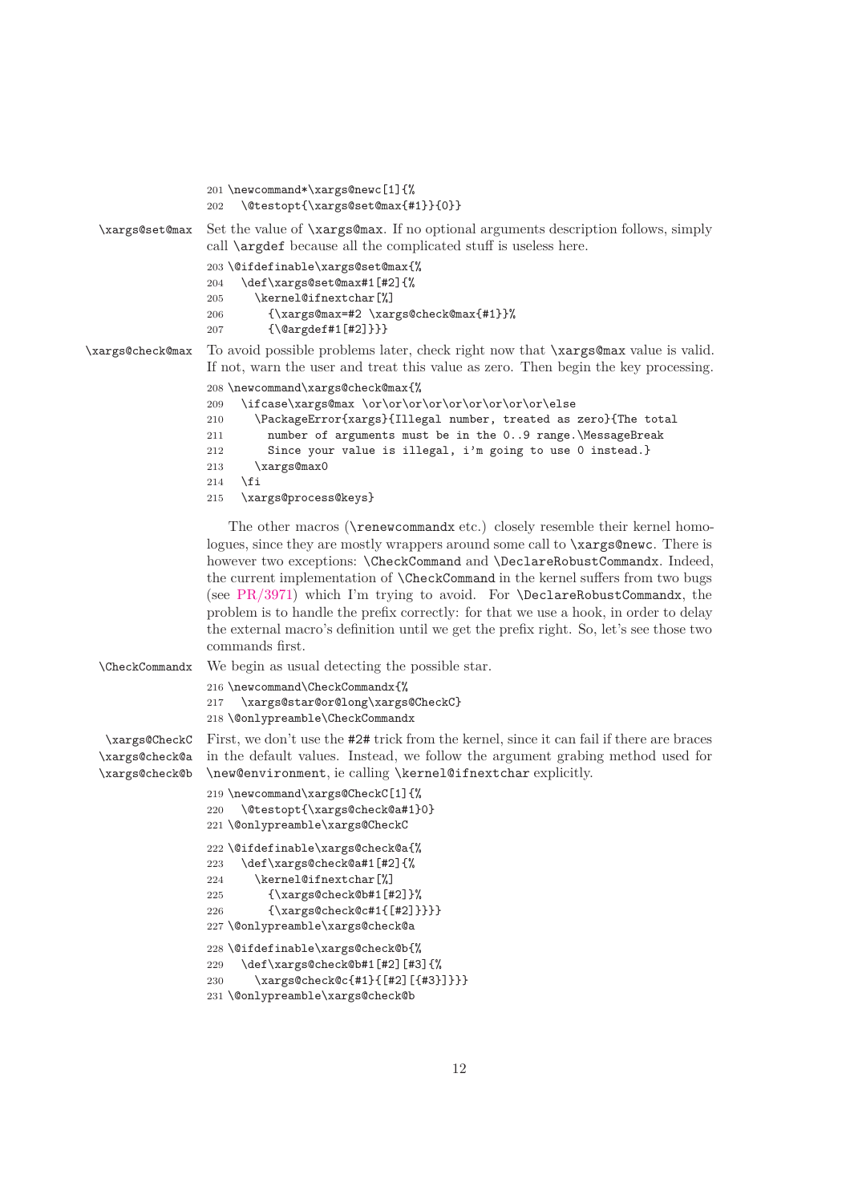```
201 \newcommand*\xargs@newc[1]{%
202   \@testopt{\xargs@set@max{#1}}{0}}
```

\xargs@set@max — Set the value of `\xargs@max`. If no optional arguments description follows, simply call `\argdef` because all the complicated stuff is useless here.

```
203 \@ifdefinable\xargs@set@max{%
204   \def\xargs@set@max#1[#2]{%
205     \kernel@ifnextchar[%]
206       {\xargs@max=#2 \xargs@check@max{#1}}%
207       {\@argdef#1[#2]}}}
```

\xargs@check@max — To avoid possible problems later, check right now that `\xargs@max` value is valid. If not, warn the user and treat this value as zero. Then begin the key processing.

```
208 \newcommand\xargs@check@max{%
209   \ifcase\xargs@max \or\or\or\or\or\or\or\or\or\else
210     \PackageError{xargs}{Illegal number, treated as zero}{The total
211       number of arguments must be in the 0..9 range.\MessageBreak
212       Since your value is illegal, i'm going to use 0 instead.}
213     \xargs@max0
214   \fi
215   \xargs@process@keys}
```

The other macros (`\renewcommandx` etc.) closely resemble their kernel homologues, since they are mostly wrappers around some call to `\xargs@newc`. There is however two exceptions: `\CheckCommand` and `\DeclareRobustCommandx`. Indeed, the current implementation of `\CheckCommand` in the kernel suffers from two bugs (see PR/3971) which I'm trying to avoid. For `\DeclareRobustCommandx`, the problem is to handle the prefix correctly: for that we use a hook, in order to delay the external macro's definition until we get the prefix right. So, let's see those two commands first.

\CheckCommandx — We begin as usual detecting the possible star.

```
216 \newcommand\CheckCommandx{%
217   \xargs@star@or@long\xargs@CheckC}
218 \@onlypreamble\CheckCommandx
```

\xargs@CheckC, \xargs@check@a, \xargs@check@b — First, we don't use the `#2#` trick from the kernel, since it can fail if there are braces in the default values. Instead, we follow the argument grabing method used for `\new@environment`, ie calling `\kernel@ifnextchar` explicitly.

```
219 \newcommand\xargs@CheckC[1]{%
220   \@testopt{\xargs@check@a#1}0}
221 \@onlypreamble\xargs@CheckC
222 \@ifdefinable\xargs@check@a{%
223   \def\xargs@check@a#1[#2]{%
224     \kernel@ifnextchar[%]
225       {\xargs@check@b#1[#2]}%
226       {\xargs@check@c#1{[#2]}}}}
227 \@onlypreamble\xargs@check@a
228 \@ifdefinable\xargs@check@b{%
229   \def\xargs@check@b#1[#2][#3]{%
230     \xargs@check@c{#1}{[#2][{#3}]}}}
231 \@onlypreamble\xargs@check@b
```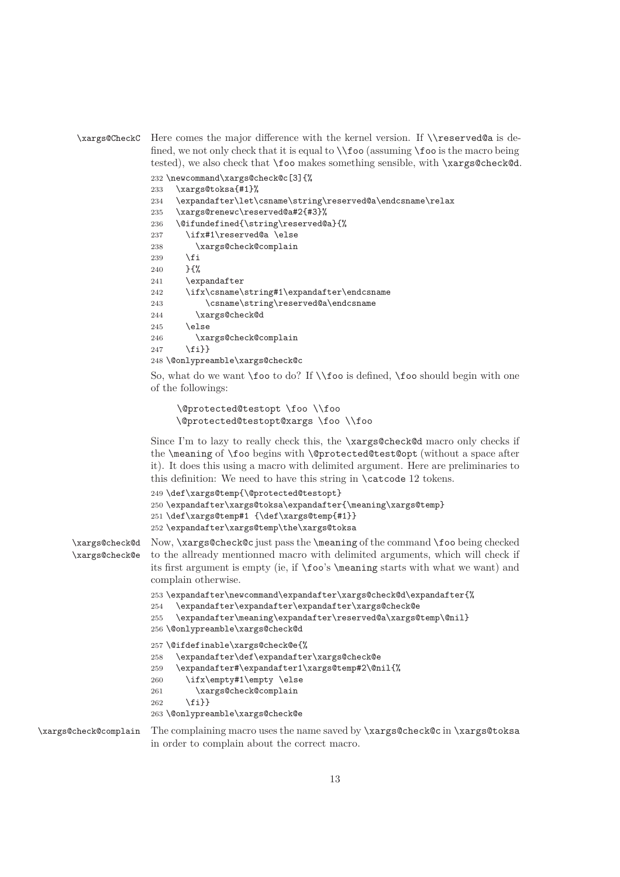**\xargs@CheckC** Here comes the major difference with the kernel version. If \\reserved@a is defined, we not only check that it is equal to \\foo (assuming \foo is the macro being tested), we also check that \foo makes something sensible, with \xargs@check@d.

```
232 \newcommand\xargs@check@c[3]{%
233   \xargs@toksa{#1}%
234   \expandafter\let\csname\string\reserved@a\endcsname\relax
235   \xargs@renewc\reserved@a#2{#3}%
236   \@ifundefined{\string\reserved@a}{%
237     \ifx#1\reserved@a \else
238       \xargs@check@complain
239     \fi
240     }{%
241     \expandafter
242     \ifx\csname\string#1\expandafter\endcsname
243         \csname\string\reserved@a\endcsname
244       \xargs@check@d
245     \else
246       \xargs@check@complain
247     \fi}}
248 \@onlypreamble\xargs@check@c
```

So, what do we want \foo to do? If \\foo is defined, \foo should begin with one of the followings:

```
\@protected@testopt \foo \\foo
\@protected@testopt@xargs \foo \\foo
```

Since I'm to lazy to really check this, the \xargs@check@d macro only checks if the \meaning of \foo begins with \@protected@test@opt (without a space after it). It does this using a macro with delimited argument. Here are preliminaries to this definition: We need to have this string in \catcode 12 tokens.

```
249 \def\xargs@temp{\@protected@testopt}
250 \expandafter\xargs@toksa\expandafter{\meaning\xargs@temp}
251 \def\xargs@temp#1 {\def\xargs@temp{#1}}
252 \expandafter\xargs@temp\the\xargs@toksa
```

**\xargs@check@d** **\xargs@check@e** Now, \xargs@check@c just pass the \meaning of the command \foo being checked to the allready mentionned macro with delimited arguments, which will check if its first argument is empty (ie, if \foo's \meaning starts with what we want) and complain otherwise.

```
253 \expandafter\newcommand\expandafter\xargs@check@d\expandafter{%
254   \expandafter\expandafter\expandafter\xargs@check@e
255   \expandafter\meaning\expandafter\reserved@a\xargs@temp\@nil}
256 \@onlypreamble\xargs@check@d
257 \@ifdefinable\xargs@check@e{%
258   \expandafter\def\expandafter\xargs@check@e
259   \expandafter#\expandafter1\xargs@temp#2\@nil{%
260     \ifx\empty#1\empty \else
261       \xargs@check@complain
262     \fi}}
263 \@onlypreamble\xargs@check@e
```

**\xargs@check@complain** The complaining macro uses the name saved by \xargs@check@c in \xargs@toksa in order to complain about the correct macro.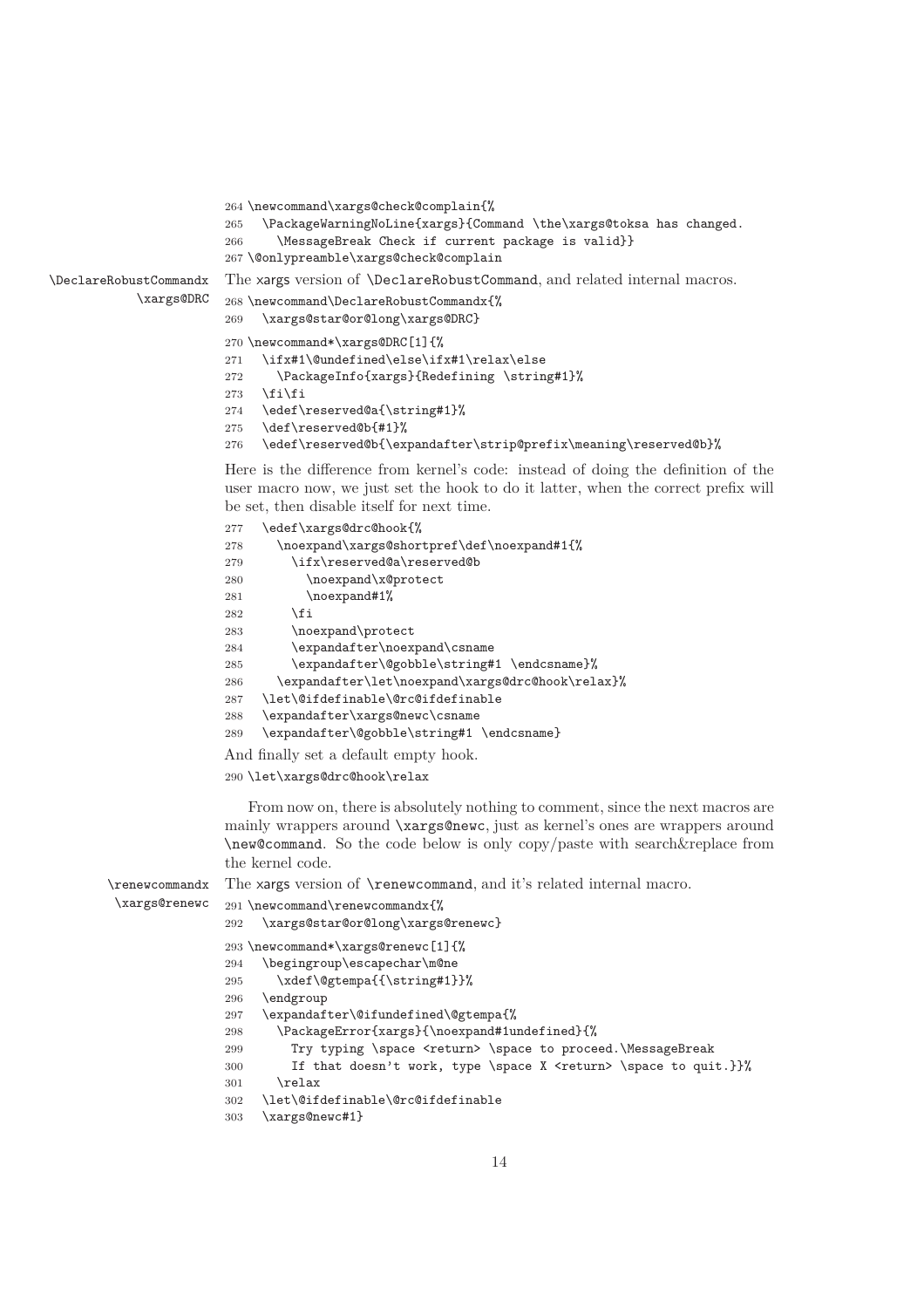```
264 \newcommand\xargs@check@complain{%
265   \PackageWarningNoLine{xargs}{Command \the\xargs@toksa has changed.
266     \MessageBreak Check if current package is valid}}
267 \@onlypreamble\xargs@check@complain
```

\DeclareRobustCommandx
\xargs@DRC

The xargs version of \DeclareRobustCommand, and related internal macros.

```
268 \newcommand\DeclareRobustCommandx{%
269   \xargs@star@or@long\xargs@DRC}
270 \newcommand*\xargs@DRC[1]{%
271   \ifx#1\@undefined\else\ifx#1\relax\else
272     \PackageInfo{xargs}{Redefining \string#1}%
273   \fi\fi
274   \edef\reserved@a{\string#1}%
275   \def\reserved@b{#1}%
276   \edef\reserved@b{\expandafter\strip@prefix\meaning\reserved@b}%
```

Here is the difference from kernel's code: instead of doing the definition of the user macro now, we just set the hook to do it latter, when the correct prefix will be set, then disable itself for next time.

```
277   \edef\xargs@drc@hook{%
278     \noexpand\xargs@shortpref\def\noexpand#1{%
279       \ifx\reserved@a\reserved@b
280         \noexpand\x@protect
281         \noexpand#1%
282       \fi
283       \noexpand\protect
284       \expandafter\noexpand\csname
285       \expandafter\@gobble\string#1 \endcsname}%
286     \expandafter\let\noexpand\xargs@drc@hook\relax}%
287   \let\@ifdefinable\@rc@ifdefinable
288   \expandafter\xargs@newc\csname
289   \expandafter\@gobble\string#1 \endcsname}
```

And finally set a default empty hook.

```
290 \let\xargs@drc@hook\relax
```

From now on, there is absolutely nothing to comment, since the next macros are mainly wrappers around \xargs@newc, just as kernel's ones are wrappers around \new@command. So the code below is only copy/paste with search&replace from the kernel code.

\renewcommandx
\xargs@renewc

The xargs version of \renewcommand, and it's related internal macro.

```
291 \newcommand\renewcommandx{%
292   \xargs@star@or@long\xargs@renewc}
293 \newcommand*\xargs@renewc[1]{%
294   \begingroup\escapechar\m@ne
295     \xdef\@gtempa{{\string#1}}%
296   \endgroup
297   \expandafter\@ifundefined\@gtempa{%
298     \PackageError{xargs}{\noexpand#1undefined}{%
299       Try typing \space <return> \space to proceed.\MessageBreak
300       If that doesn't work, type \space X <return> \space to quit.}}%
301     \relax
302   \let\@ifdefinable\@rc@ifdefinable
303   \xargs@newc#1}
```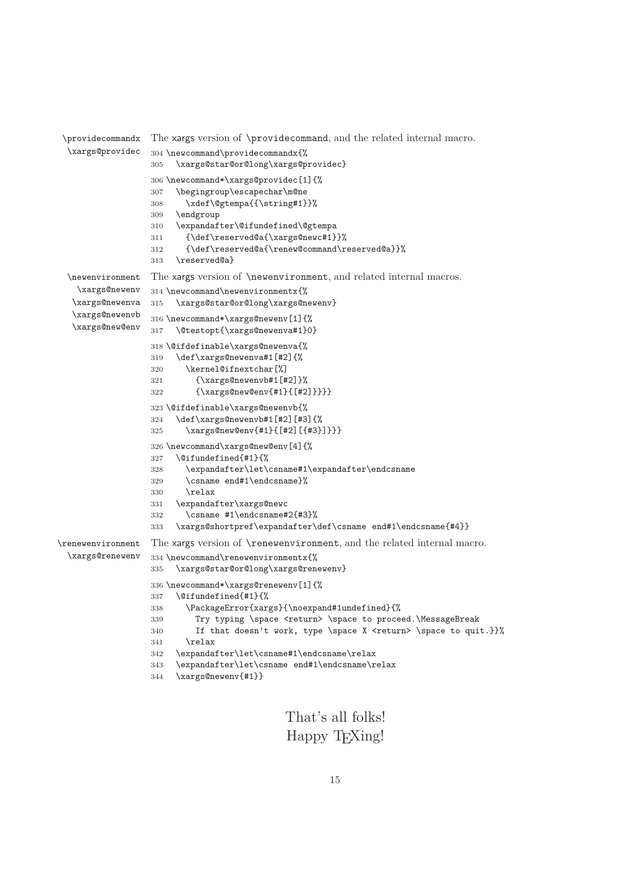\providecommandx \xargs@providec

The xargs version of `\providecommand`, and the related internal macro.

```
304 \newcommand\providecommandx{%
305   \xargs@star@or@long\xargs@providec}
306 \newcommand*\xargs@providec[1]{%
307   \begingroup\escapechar\m@ne
308     \xdef\@gtempa{{\string#1}}%
309   \endgroup
310   \expandafter\@ifundefined\@gtempa
311     {\def\reserved@a{\xargs@newc#1}}%
312     {\def\reserved@a{\renew@command\reserved@a}}%
313   \reserved@a}
```

\newenvironment \xargs@newenv \xargs@newenva \xargs@newenvb \xargs@new@env

The xargs version of `\newenvironment`, and related internal macros.

```
314 \newcommand\newenvironmentx{%
315   \xargs@star@or@long\xargs@newenv}
316 \newcommand*\xargs@newenv[1]{%
317   \@testopt{\xargs@newenva#1}0}
318 \@ifdefinable\xargs@newenva{%
319   \def\xargs@newenva#1[#2]{%
320     \kernel@ifnextchar[%]
321       {\xargs@newenvb#1[#2]}%
322       {\xargs@new@env{#1}{[#2]}}}}
323 \@ifdefinable\xargs@newenvb{%
324   \def\xargs@newenvb#1[#2][#3]{%
325     \xargs@new@env{#1}{[#2][{#3}]}}}
326 \newcommand\xargs@new@env[4]{%
327   \@ifundefined{#1}{%
328     \expandafter\let\csname#1\expandafter\endcsname
329     \csname end#1\endcsname}%
330     \relax
331   \expandafter\xargs@newc
332     \csname #1\endcsname#2{#3}%
333   \xargs@shortpref\expandafter\def\csname end#1\endcsname{#4}}
```

\renewenvironment \xargs@renewenv

The xargs version of `\renewenvironment`, and the related internal macro.

```
334 \newcommand\renewenvironmentx{%
335   \xargs@star@or@long\xargs@renewenv}
336 \newcommand*\xargs@renewenv[1]{%
337   \@ifundefined{#1}{%
338     \PackageError{xargs}{\noexpand#1undefined}{%
339       Try typing \space <return> \space to proceed.\MessageBreak
340       If that doesn't work, type \space X <return> \space to quit.}}%
341     \relax
342   \expandafter\let\csname#1\endcsname\relax
343   \expandafter\let\csname end#1\endcsname\relax
344   \xargs@newenv{#1}}
```

That's all folks!
Happy TEXing!